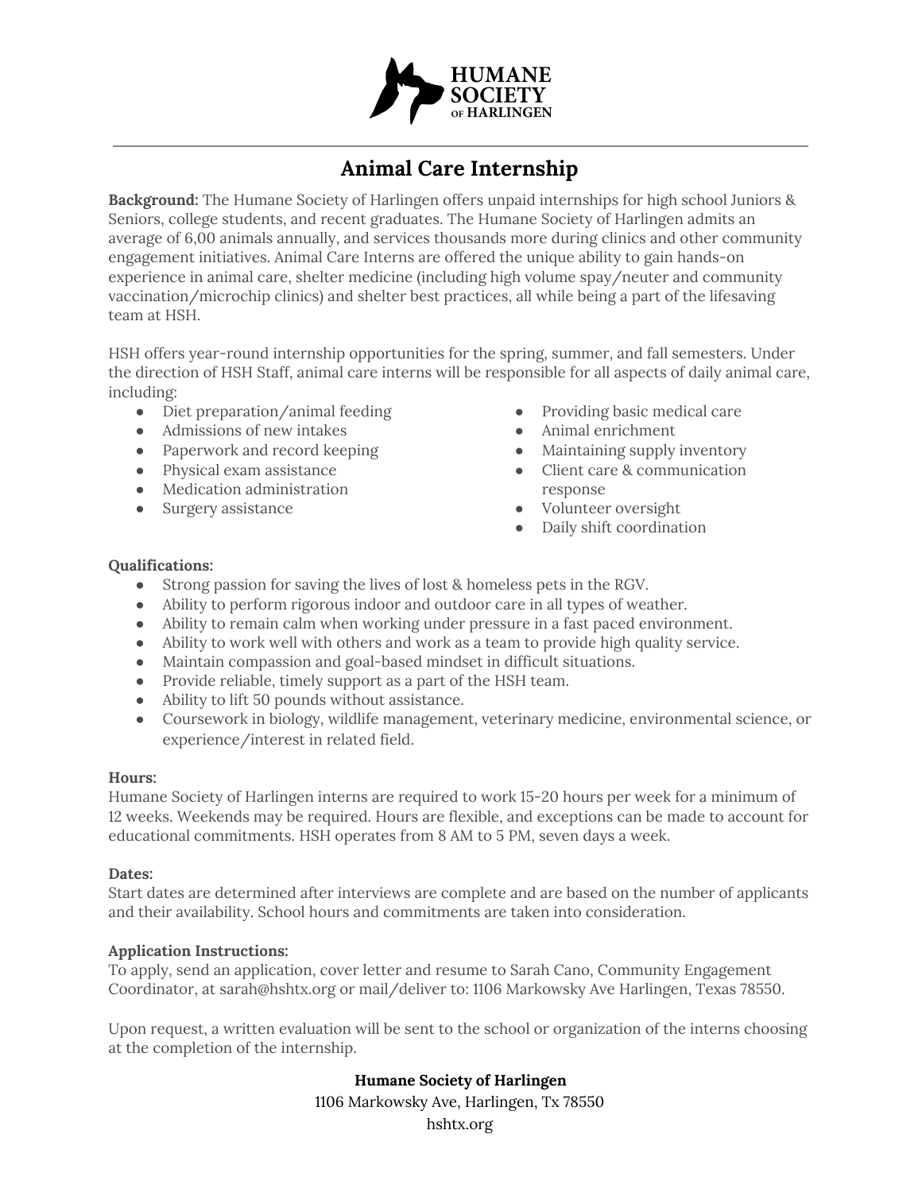# HUMANE SOCIETY OF HARLINGEN

## Animal Care Internship

**Background:** The Humane Society of Harlingen offers unpaid internships for high school Juniors & Seniors, college students, and recent graduates. The Humane Society of Harlingen admits an average of 6,00 animals annually, and services thousands more during clinics and other community engagement initiatives. Animal Care Interns are offered the unique ability to gain hands-on experience in animal care, shelter medicine (including high volume spay/neuter and community vaccination/microchip clinics) and shelter best practices, all while being a part of the lifesaving team at HSH.

HSH offers year-round internship opportunities for the spring, summer, and fall semesters. Under the direction of HSH Staff, animal care interns will be responsible for all aspects of daily animal care, including:

- Diet preparation/animal feeding
- Admissions of new intakes
- Paperwork and record keeping
- Physical exam assistance
- Medication administration
- Surgery assistance
- Providing basic medical care
- Animal enrichment
- Maintaining supply inventory
- Client care & communication response
- Volunteer oversight
- Daily shift coordination

**Qualifications:**

- Strong passion for saving the lives of lost & homeless pets in the RGV.
- Ability to perform rigorous indoor and outdoor care in all types of weather.
- Ability to remain calm when working under pressure in a fast paced environment.
- Ability to work well with others and work as a team to provide high quality service.
- Maintain compassion and goal-based mindset in difficult situations.
- Provide reliable, timely support as a part of the HSH team.
- Ability to lift 50 pounds without assistance.
- Coursework in biology, wildlife management, veterinary medicine, environmental science, or experience/interest in related field.

**Hours:**

Humane Society of Harlingen interns are required to work 15-20 hours per week for a minimum of 12 weeks. Weekends may be required. Hours are flexible, and exceptions can be made to account for educational commitments. HSH operates from 8 AM to 5 PM, seven days a week.

**Dates:**

Start dates are determined after interviews are complete and are based on the number of applicants and their availability. School hours and commitments are taken into consideration.

**Application Instructions:**

To apply, send an application, cover letter and resume to Sarah Cano, Community Engagement Coordinator, at sarah@hshtx.org or mail/deliver to: 1106 Markowsky Ave Harlingen, Texas 78550.

Upon request, a written evaluation will be sent to the school or organization of the interns choosing at the completion of the internship.

**Humane Society of Harlingen**
1106 Markowsky Ave, Harlingen, Tx 78550
hshtx.org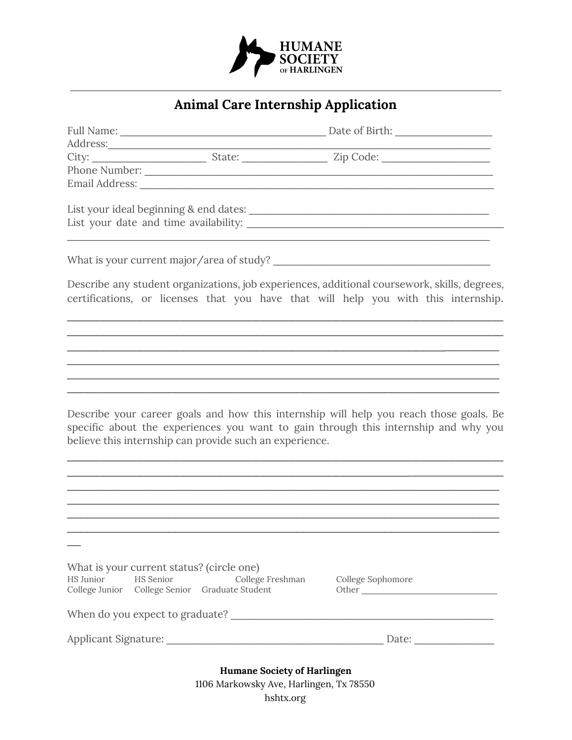HUMANE SOCIETY OF HARLINGEN

## Animal Care Internship Application

Full Name: ______________________________ Date of Birth: ______________

Address: ________________________________________________________

City: ________________ State: ____________ Zip Code: _______________

Phone Number: ___________________________________________________

Email Address: ___________________________________________________

List your ideal beginning & end dates: __________________________________

List your date and time availability: ____________________________________

________________________________________________________________

What is your current major/area of study? _______________________________

Describe any student organizations, job experiences, additional coursework, skills, degrees, certifications, or licenses that you have that will help you with this internship.

________________________________________________________________

________________________________________________________________

________________________________________________________________

________________________________________________________________

________________________________________________________________

________________________________________________________________

Describe your career goals and how this internship will help you reach those goals. Be specific about the experiences you want to gain through this internship and why you believe this internship can provide such an experience.

________________________________________________________________

________________________________________________________________

________________________________________________________________

________________________________________________________________

________________________________________________________________

________________________________________________________________

__

What is your current status? (circle one)

HS Junior HS Senior College Freshman College Sophomore

College Junior College Senior Graduate Student Other ____________________

When do you expect to graduate? ______________________________________

Applicant Signature: _______________________________ Date: ___________

**Humane Society of Harlingen**

1106 Markowsky Ave, Harlingen, Tx 78550

hshtx.org